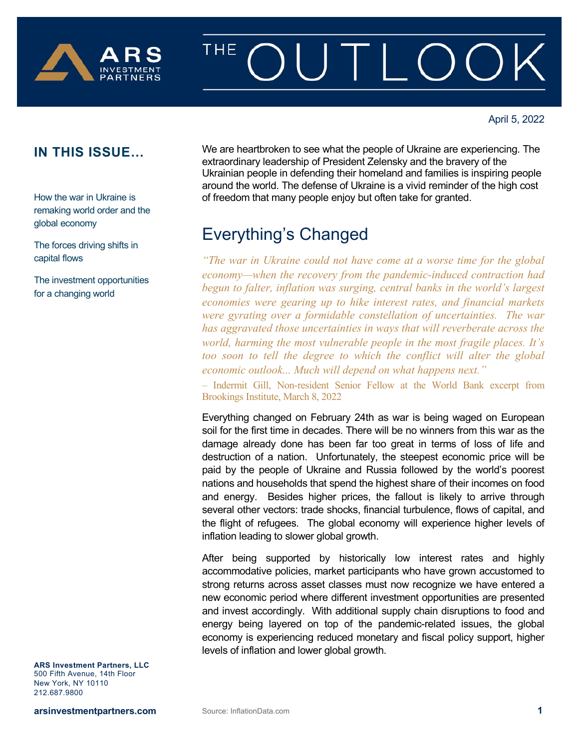# THE OUTLOOK

ARS Investment Partners

April 5, 2022

## IN THIS ISSUE...

How the war in Ukraine is remaking world order and the global economy

The forces driving shifts in capital flows

The investment opportunities for a changing world

We are heartbroken to see what the people of Ukraine are experiencing. The extraordinary leadership of President Zelensky and the bravery of the Ukrainian people in defending their homeland and families is inspiring people around the world. The defense of Ukraine is a vivid reminder of the high cost of freedom that many people enjoy but often take for granted.

## Everything's Changed

*"The war in Ukraine could not have come at a worse time for the global economy—when the recovery from the pandemic-induced contraction had begun to falter, inflation was surging, central banks in the world's largest economies were gearing up to hike interest rates, and financial markets were gyrating over a formidable constellation of uncertainties. The war has aggravated those uncertainties in ways that will reverberate across the world, harming the most vulnerable people in the most fragile places. It's too soon to tell the degree to which the conflict will alter the global economic outlook... Much will depend on what happens next."*

– Indermit Gill, Non-resident Senior Fellow at the World Bank excerpt from Brookings Institute, March 8, 2022

Everything changed on February 24th as war is being waged on European soil for the first time in decades. There will be no winners from this war as the damage already done has been far too great in terms of loss of life and destruction of a nation. Unfortunately, the steepest economic price will be paid by the people of Ukraine and Russia followed by the world's poorest nations and households that spend the highest share of their incomes on food and energy. Besides higher prices, the fallout is likely to arrive through several other vectors: trade shocks, financial turbulence, flows of capital, and the flight of refugees. The global economy will experience higher levels of inflation leading to slower global growth.

After being supported by historically low interest rates and highly accommodative policies, market participants who have grown accustomed to strong returns across asset classes must now recognize we have entered a new economic period where different investment opportunities are presented and invest accordingly. With additional supply chain disruptions to food and energy being layered on top of the pandemic-related issues, the global economy is experiencing reduced monetary and fiscal policy support, higher levels of inflation and lower global growth.

**ARS Investment Partners, LLC**
500 Fifth Avenue, 14th Floor
New York, NY 10110
212.687.9800

**arsinvestmentpartners.com**

Source: InflationData.com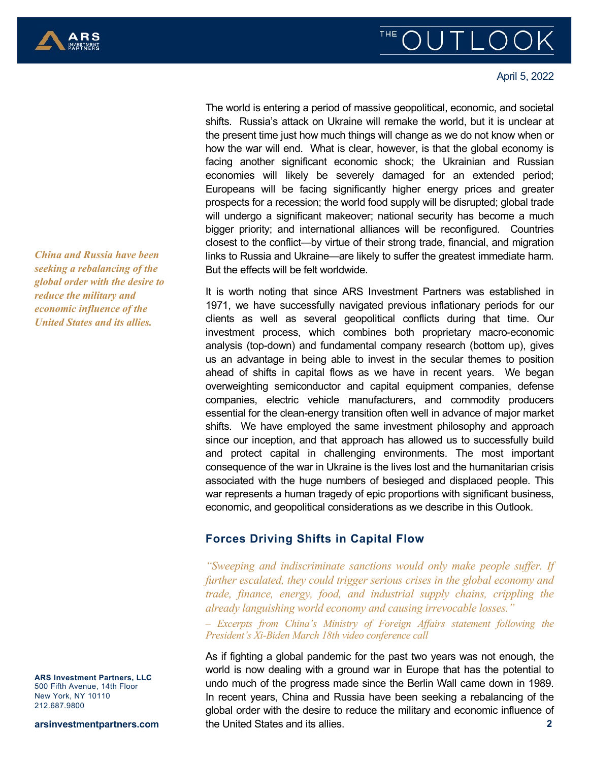April 5, 2022

The world is entering a period of massive geopolitical, economic, and societal shifts. Russia's attack on Ukraine will remake the world, but it is unclear at the present time just how much things will change as we do not know when or how the war will end. What is clear, however, is that the global economy is facing another significant economic shock; the Ukrainian and Russian economies will likely be severely damaged for an extended period; Europeans will be facing significantly higher energy prices and greater prospects for a recession; the world food supply will be disrupted; global trade will undergo a significant makeover; national security has become a much bigger priority; and international alliances will be reconfigured. Countries closest to the conflict—by virtue of their strong trade, financial, and migration links to Russia and Ukraine—are likely to suffer the greatest immediate harm. But the effects will be felt worldwide.

*China and Russia have been seeking a rebalancing of the global order with the desire to reduce the military and economic influence of the United States and its allies.*

It is worth noting that since ARS Investment Partners was established in 1971, we have successfully navigated previous inflationary periods for our clients as well as several geopolitical conflicts during that time. Our investment process, which combines both proprietary macro-economic analysis (top-down) and fundamental company research (bottom up), gives us an advantage in being able to invest in the secular themes to position ahead of shifts in capital flows as we have in recent years. We began overweighting semiconductor and capital equipment companies, defense companies, electric vehicle manufacturers, and commodity producers essential for the clean-energy transition often well in advance of major market shifts. We have employed the same investment philosophy and approach since our inception, and that approach has allowed us to successfully build and protect capital in challenging environments. The most important consequence of the war in Ukraine is the lives lost and the humanitarian crisis associated with the huge numbers of besieged and displaced people. This war represents a human tragedy of epic proportions with significant business, economic, and geopolitical considerations as we describe in this Outlook.

## Forces Driving Shifts in Capital Flow

*"Sweeping and indiscriminate sanctions would only make people suffer. If further escalated, they could trigger serious crises in the global economy and trade, finance, energy, food, and industrial supply chains, crippling the already languishing world economy and causing irrevocable losses."*

*– Excerpts from China's Ministry of Foreign Affairs statement following the President's Xi-Biden March 18th video conference call*

As if fighting a global pandemic for the past two years was not enough, the world is now dealing with a ground war in Europe that has the potential to undo much of the progress made since the Berlin Wall came down in 1989. In recent years, China and Russia have been seeking a rebalancing of the global order with the desire to reduce the military and economic influence of the United States and its allies.

**ARS Investment Partners, LLC**
500 Fifth Avenue, 14th Floor
New York, NY 10110
212.687.9800

**arsinvestmentpartners.com**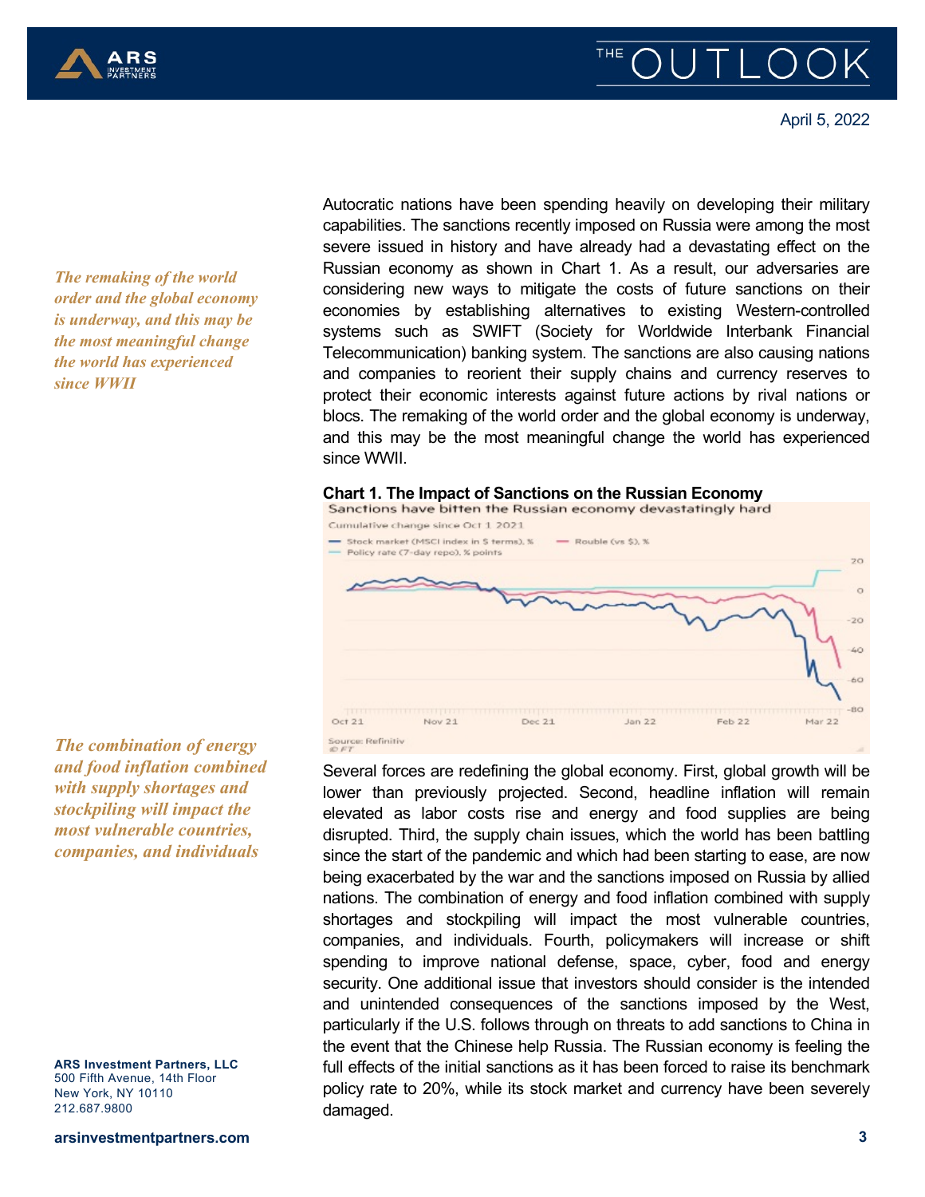Autocratic nations have been spending heavily on developing their military capabilities. The sanctions recently imposed on Russia were among the most severe issued in history and have already had a devastating effect on the Russian economy as shown in Chart 1. As a result, our adversaries are considering new ways to mitigate the costs of future sanctions on their economies by establishing alternatives to existing Western-controlled systems such as SWIFT (Society for Worldwide Interbank Financial Telecommunication) banking system. The sanctions are also causing nations and companies to reorient their supply chains and currency reserves to protect their economic interests against future actions by rival nations or blocs. The remaking of the world order and the global economy is underway, and this may be the most meaningful change the world has experienced since WWII.

*The remaking of the world order and the global economy is underway, and this may be the most meaningful change the world has experienced since WWII*

**Chart 1. The Impact of Sanctions on the Russian Economy**

Sanctions have bitten the Russian economy devastatingly hard

Cumulative change since Oct 1 2021

Source: Refinitiv
© FT

Several forces are redefining the global economy. First, global growth will be lower than previously projected. Second, headline inflation will remain elevated as labor costs rise and energy and food supplies are being disrupted. Third, the supply chain issues, which the world has been battling since the start of the pandemic and which had been starting to ease, are now being exacerbated by the war and the sanctions imposed on Russia by allied nations. The combination of energy and food inflation combined with supply shortages and stockpiling will impact the most vulnerable countries, companies, and individuals. Fourth, policymakers will increase or shift spending to improve national defense, space, cyber, food and energy security. One additional issue that investors should consider is the intended and unintended consequences of the sanctions imposed by the West, particularly if the U.S. follows through on threats to add sanctions to China in the event that the Chinese help Russia. The Russian economy is feeling the full effects of the initial sanctions as it has been forced to raise its benchmark policy rate to 20%, while its stock market and currency have been severely damaged.

*The combination of energy and food inflation combined with supply shortages and stockpiling will impact the most vulnerable countries, companies, and individuals*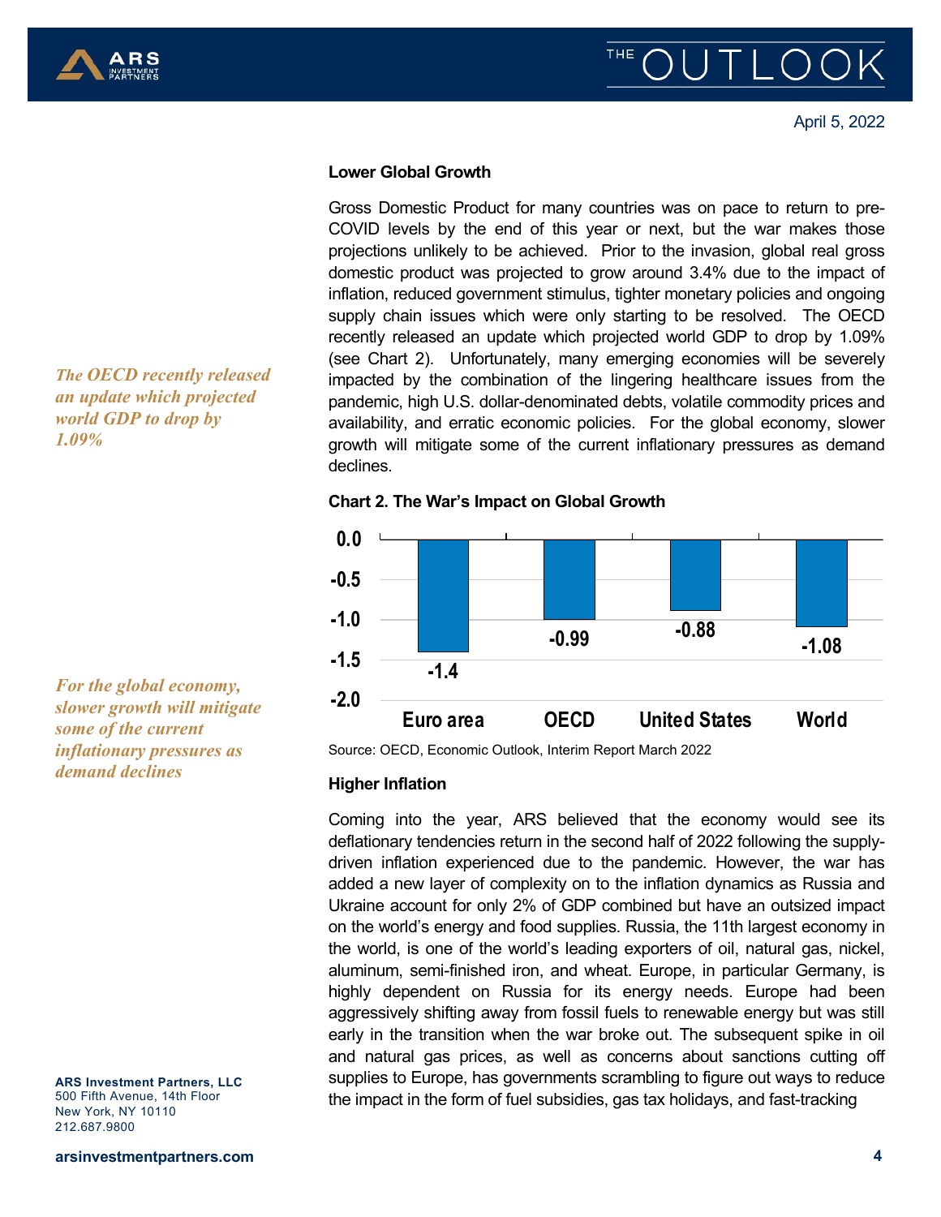## Lower Global Growth

Gross Domestic Product for many countries was on pace to return to pre-COVID levels by the end of this year or next, but the war makes those projections unlikely to be achieved. Prior to the invasion, global real gross domestic product was projected to grow around 3.4% due to the impact of inflation, reduced government stimulus, tighter monetary policies and ongoing supply chain issues which were only starting to be resolved. The OECD recently released an update which projected world GDP to drop by 1.09% (see Chart 2). Unfortunately, many emerging economies will be severely impacted by the combination of the lingering healthcare issues from the pandemic, high U.S. dollar-denominated debts, volatile commodity prices and availability, and erratic economic policies. For the global economy, slower growth will mitigate some of the current inflationary pressures as demand declines.

*The OECD recently released an update which projected world GDP to drop by 1.09%*

*For the global economy, slower growth will mitigate some of the current inflationary pressures as demand declines*

**Chart 2. The War's Impact on Global Growth**

| Euro area | OECD | United States | World |
|---|---|---|---|
| -1.4 | -0.99 | -0.88 | -1.08 |

Source: OECD, Economic Outlook, Interim Report March 2022

## Higher Inflation

Coming into the year, ARS believed that the economy would see its deflationary tendencies return in the second half of 2022 following the supply-driven inflation experienced due to the pandemic. However, the war has added a new layer of complexity on to the inflation dynamics as Russia and Ukraine account for only 2% of GDP combined but have an outsized impact on the world's energy and food supplies. Russia, the 11th largest economy in the world, is one of the world's leading exporters of oil, natural gas, nickel, aluminum, semi-finished iron, and wheat. Europe, in particular Germany, is highly dependent on Russia for its energy needs. Europe had been aggressively shifting away from fossil fuels to renewable energy but was still early in the transition when the war broke out. The subsequent spike in oil and natural gas prices, as well as concerns about sanctions cutting off supplies to Europe, has governments scrambling to figure out ways to reduce the impact in the form of fuel subsidies, gas tax holidays, and fast-tracking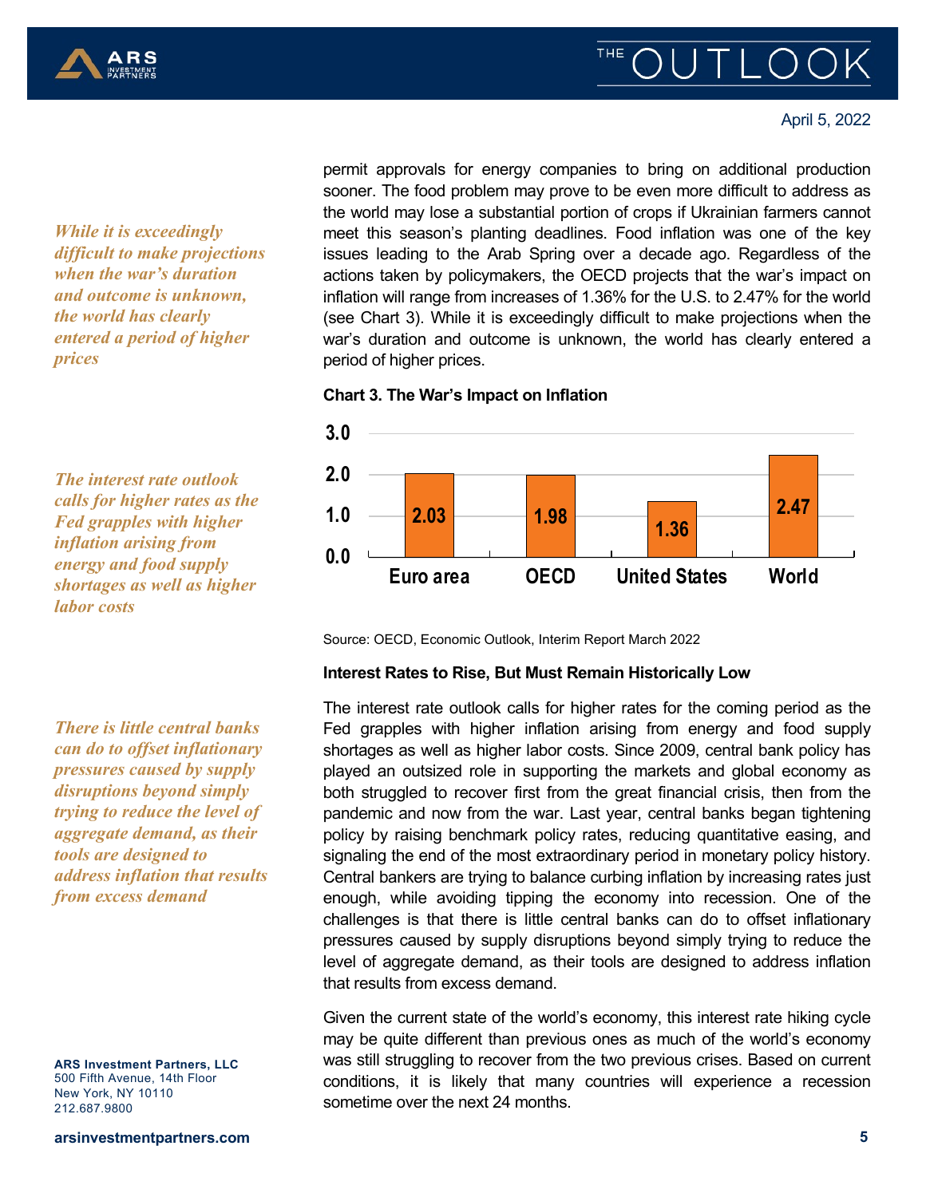permit approvals for energy companies to bring on additional production sooner. The food problem may prove to be even more difficult to address as the world may lose a substantial portion of crops if Ukrainian farmers cannot meet this season's planting deadlines. Food inflation was one of the key issues leading to the Arab Spring over a decade ago. Regardless of the actions taken by policymakers, the OECD projects that the war's impact on inflation will range from increases of 1.36% for the U.S. to 2.47% for the world (see Chart 3). While it is exceedingly difficult to make projections when the war's duration and outcome is unknown, the world has clearly entered a period of higher prices.

*While it is exceedingly difficult to make projections when the war's duration and outcome is unknown, the world has clearly entered a period of higher prices*

**Chart 3. The War's Impact on Inflation**

| Region | Value |
|---|---|
| Euro area | 2.03 |
| OECD | 1.98 |
| United States | 1.36 |
| World | 2.47 |

Source: OECD, Economic Outlook, Interim Report March 2022

### Interest Rates to Rise, But Must Remain Historically Low

*The interest rate outlook calls for higher rates as the Fed grapples with higher inflation arising from energy and food supply shortages as well as higher labor costs*

The interest rate outlook calls for higher rates for the coming period as the Fed grapples with higher inflation arising from energy and food supply shortages as well as higher labor costs. Since 2009, central bank policy has played an outsized role in supporting the markets and global economy as both struggled to recover first from the great financial crisis, then from the pandemic and now from the war. Last year, central banks began tightening policy by raising benchmark policy rates, reducing quantitative easing, and signaling the end of the most extraordinary period in monetary policy history. Central bankers are trying to balance curbing inflation by increasing rates just enough, while avoiding tipping the economy into recession. One of the challenges is that there is little central banks can do to offset inflationary pressures caused by supply disruptions beyond simply trying to reduce the level of aggregate demand, as their tools are designed to address inflation that results from excess demand.

*There is little central banks can do to offset inflationary pressures caused by supply disruptions beyond simply trying to reduce the level of aggregate demand, as their tools are designed to address inflation that results from excess demand*

Given the current state of the world's economy, this interest rate hiking cycle may be quite different than previous ones as much of the world's economy was still struggling to recover from the two previous crises. Based on current conditions, it is likely that many countries will experience a recession sometime over the next 24 months.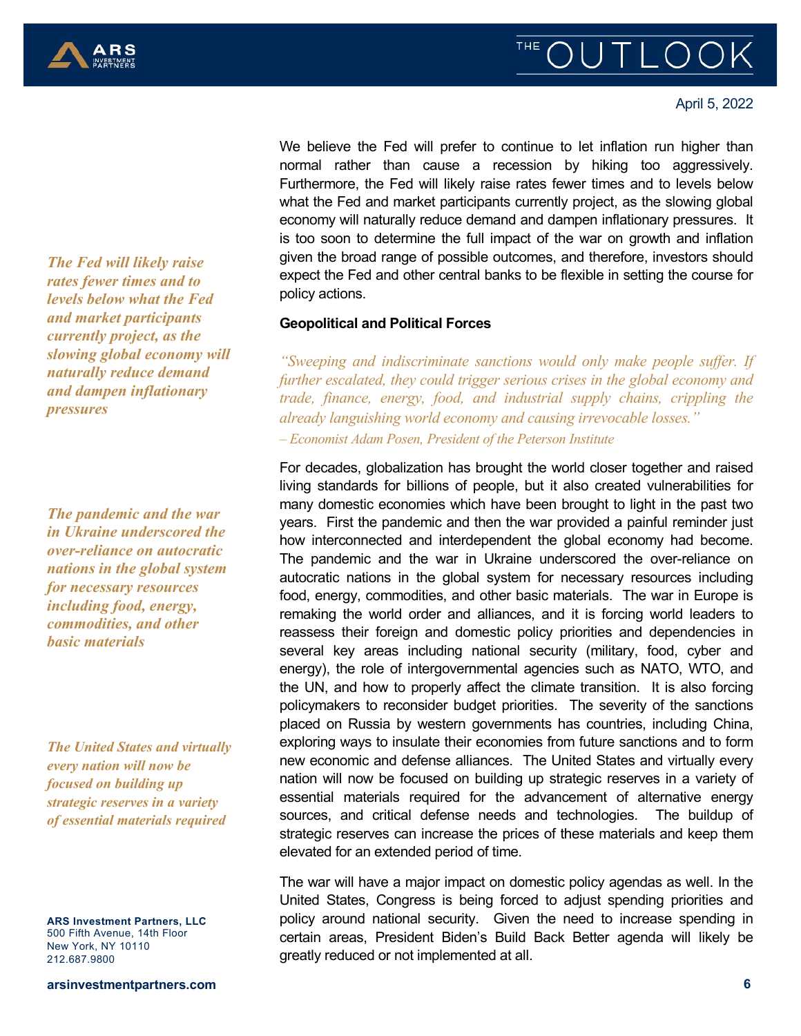We believe the Fed will prefer to continue to let inflation run higher than normal rather than cause a recession by hiking too aggressively. Furthermore, the Fed will likely raise rates fewer times and to levels below what the Fed and market participants currently project, as the slowing global economy will naturally reduce demand and dampen inflationary pressures. It is too soon to determine the full impact of the war on growth and inflation given the broad range of possible outcomes, and therefore, investors should expect the Fed and other central banks to be flexible in setting the course for policy actions.

*The Fed will likely raise rates fewer times and to levels below what the Fed and market participants currently project, as the slowing global economy will naturally reduce demand and dampen inflationary pressures*

**Geopolitical and Political Forces**

*"Sweeping and indiscriminate sanctions would only make people suffer. If further escalated, they could trigger serious crises in the global economy and trade, finance, energy, food, and industrial supply chains, crippling the already languishing world economy and causing irrevocable losses."*
*– Economist Adam Posen, President of the Peterson Institute*

For decades, globalization has brought the world closer together and raised living standards for billions of people, but it also created vulnerabilities for many domestic economies which have been brought to light in the past two years. First the pandemic and then the war provided a painful reminder just how interconnected and interdependent the global economy had become. The pandemic and the war in Ukraine underscored the over-reliance on autocratic nations in the global system for necessary resources including food, energy, commodities, and other basic materials. The war in Europe is remaking the world order and alliances, and it is forcing world leaders to reassess their foreign and domestic policy priorities and dependencies in several key areas including national security (military, food, cyber and energy), the role of intergovernmental agencies such as NATO, WTO, and the UN, and how to properly affect the climate transition. It is also forcing policymakers to reconsider budget priorities. The severity of the sanctions placed on Russia by western governments has countries, including China, exploring ways to insulate their economies from future sanctions and to form new economic and defense alliances. The United States and virtually every nation will now be focused on building up strategic reserves in a variety of essential materials required for the advancement of alternative energy sources, and critical defense needs and technologies. The buildup of strategic reserves can increase the prices of these materials and keep them elevated for an extended period of time.

*The pandemic and the war in Ukraine underscored the over-reliance on autocratic nations in the global system for necessary resources including food, energy, commodities, and other basic materials*

*The United States and virtually every nation will now be focused on building up strategic reserves in a variety of essential materials required*

The war will have a major impact on domestic policy agendas as well. In the United States, Congress is being forced to adjust spending priorities and policy around national security. Given the need to increase spending in certain areas, President Biden's Build Back Better agenda will likely be greatly reduced or not implemented at all.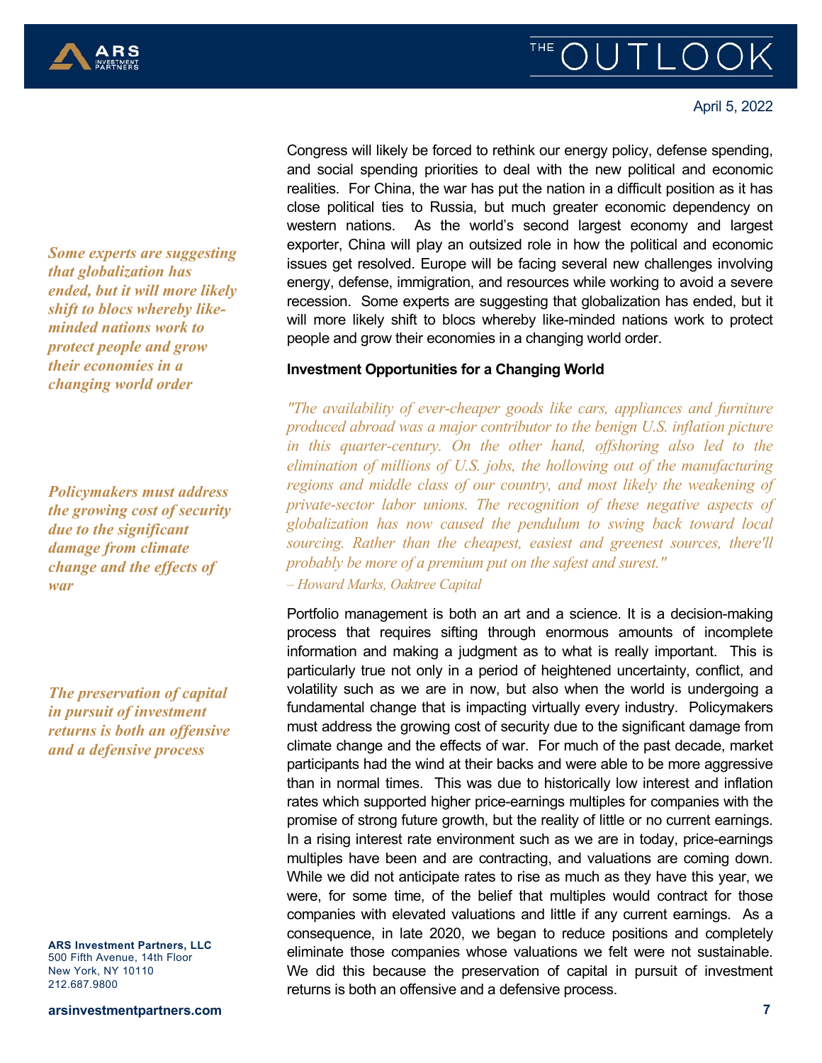Congress will likely be forced to rethink our energy policy, defense spending, and social spending priorities to deal with the new political and economic realities. For China, the war has put the nation in a difficult position as it has close political ties to Russia, but much greater economic dependency on western nations. As the world's second largest economy and largest exporter, China will play an outsized role in how the political and economic issues get resolved. Europe will be facing several new challenges involving energy, defense, immigration, and resources while working to avoid a severe recession. Some experts are suggesting that globalization has ended, but it will more likely shift to blocs whereby like-minded nations work to protect people and grow their economies in a changing world order.

*Some experts are suggesting that globalization has ended, but it will more likely shift to blocs whereby like-minded nations work to protect people and grow their economies in a changing world order*

**Investment Opportunities for a Changing World**

*"The availability of ever-cheaper goods like cars, appliances and furniture produced abroad was a major contributor to the benign U.S. inflation picture in this quarter-century. On the other hand, offshoring also led to the elimination of millions of U.S. jobs, the hollowing out of the manufacturing regions and middle class of our country, and most likely the weakening of private-sector labor unions. The recognition of these negative aspects of globalization has now caused the pendulum to swing back toward local sourcing. Rather than the cheapest, easiest and greenest sources, there'll probably be more of a premium put on the safest and surest."*

*– Howard Marks, Oaktree Capital*

*Policymakers must address the growing cost of security due to the significant damage from climate change and the effects of war*

Portfolio management is both an art and a science. It is a decision-making process that requires sifting through enormous amounts of incomplete information and making a judgment as to what is really important. This is particularly true not only in a period of heightened uncertainty, conflict, and volatility such as we are in now, but also when the world is undergoing a fundamental change that is impacting virtually every industry. Policymakers must address the growing cost of security due to the significant damage from climate change and the effects of war. For much of the past decade, market participants had the wind at their backs and were able to be more aggressive than in normal times. This was due to historically low interest and inflation rates which supported higher price-earnings multiples for companies with the promise of strong future growth, but the reality of little or no current earnings. In a rising interest rate environment such as we are in today, price-earnings multiples have been and are contracting, and valuations are coming down. While we did not anticipate rates to rise as much as they have this year, we were, for some time, of the belief that multiples would contract for those companies with elevated valuations and little if any current earnings. As a consequence, in late 2020, we began to reduce positions and completely eliminate those companies whose valuations we felt were not sustainable. We did this because the preservation of capital in pursuit of investment returns is both an offensive and a defensive process.

*The preservation of capital in pursuit of investment returns is both an offensive and a defensive process*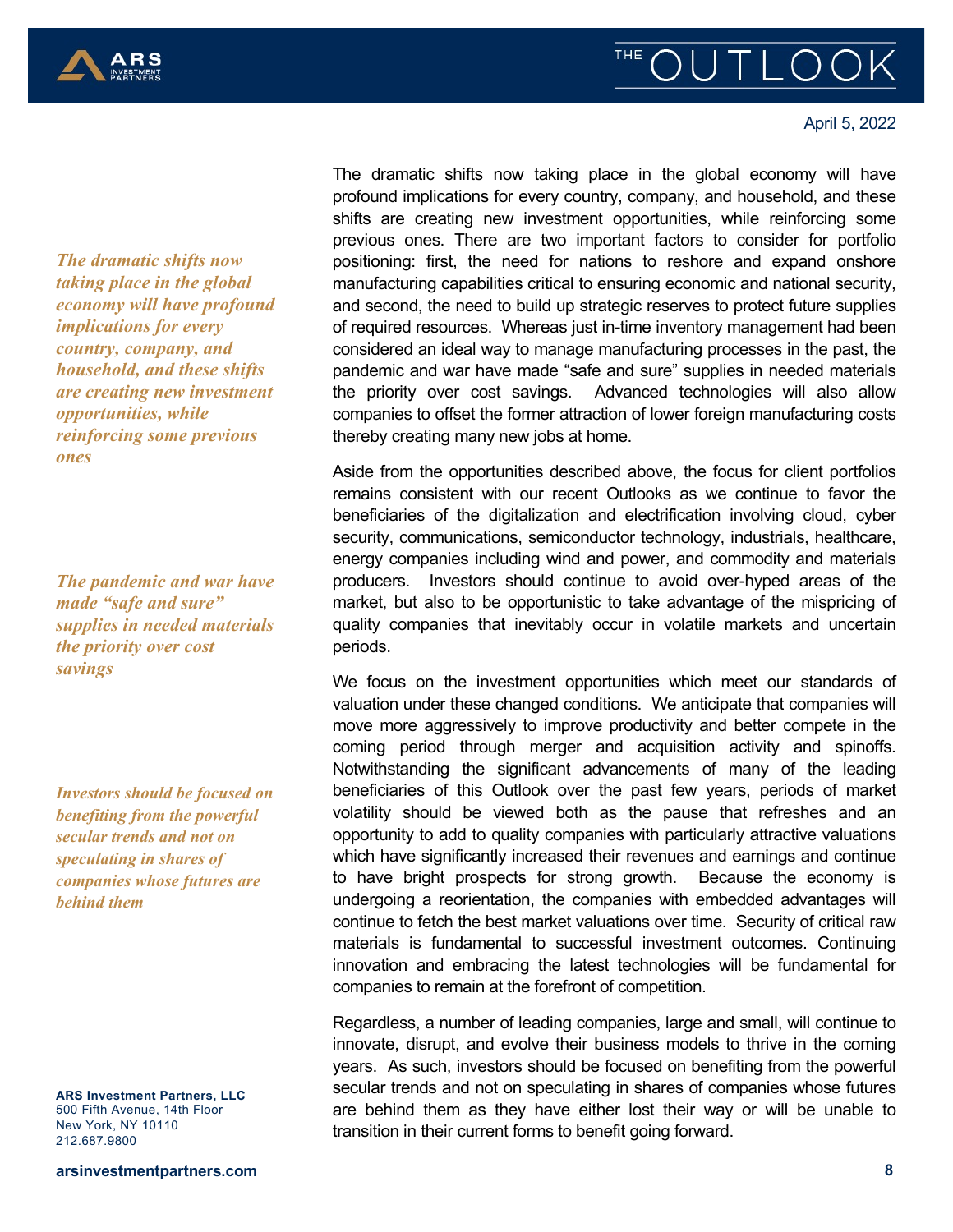April 5, 2022

The dramatic shifts now taking place in the global economy will have profound implications for every country, company, and household, and these shifts are creating new investment opportunities, while reinforcing some previous ones. There are two important factors to consider for portfolio positioning: first, the need for nations to reshore and expand onshore manufacturing capabilities critical to ensuring economic and national security, and second, the need to build up strategic reserves to protect future supplies of required resources. Whereas just in-time inventory management had been considered an ideal way to manage manufacturing processes in the past, the pandemic and war have made "safe and sure" supplies in needed materials the priority over cost savings. Advanced technologies will also allow companies to offset the former attraction of lower foreign manufacturing costs thereby creating many new jobs at home.

*The dramatic shifts now taking place in the global economy will have profound implications for every country, company, and household, and these shifts are creating new investment opportunities, while reinforcing some previous ones*

Aside from the opportunities described above, the focus for client portfolios remains consistent with our recent Outlooks as we continue to favor the beneficiaries of the digitalization and electrification involving cloud, cyber security, communications, semiconductor technology, industrials, healthcare, energy companies including wind and power, and commodity and materials producers. Investors should continue to avoid over-hyped areas of the market, but also to be opportunistic to take advantage of the mispricing of quality companies that inevitably occur in volatile markets and uncertain periods.

*The pandemic and war have made "safe and sure" supplies in needed materials the priority over cost savings*

We focus on the investment opportunities which meet our standards of valuation under these changed conditions. We anticipate that companies will move more aggressively to improve productivity and better compete in the coming period through merger and acquisition activity and spinoffs. Notwithstanding the significant advancements of many of the leading beneficiaries of this Outlook over the past few years, periods of market volatility should be viewed both as the pause that refreshes and an opportunity to add to quality companies with particularly attractive valuations which have significantly increased their revenues and earnings and continue to have bright prospects for strong growth. Because the economy is undergoing a reorientation, the companies with embedded advantages will continue to fetch the best market valuations over time. Security of critical raw materials is fundamental to successful investment outcomes. Continuing innovation and embracing the latest technologies will be fundamental for companies to remain at the forefront of competition.

*Investors should be focused on benefiting from the powerful secular trends and not on speculating in shares of companies whose futures are behind them*

Regardless, a number of leading companies, large and small, will continue to innovate, disrupt, and evolve their business models to thrive in the coming years. As such, investors should be focused on benefiting from the powerful secular trends and not on speculating in shares of companies whose futures are behind them as they have either lost their way or will be unable to transition in their current forms to benefit going forward.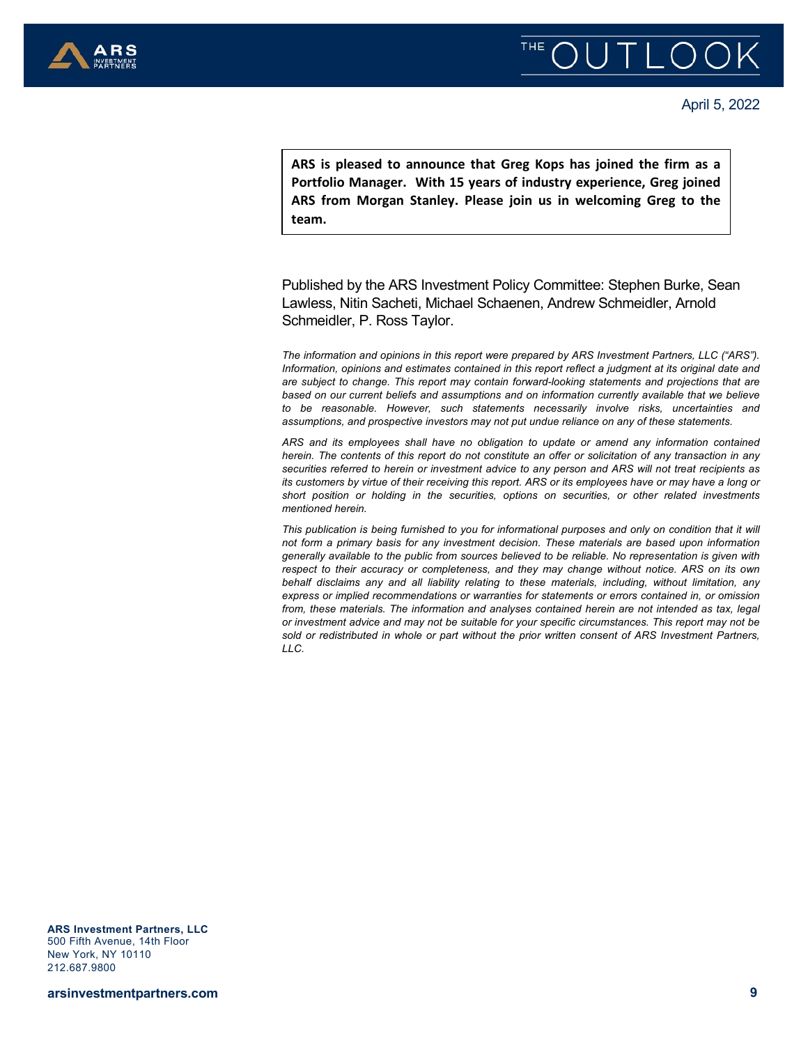**ARS is pleased to announce that Greg Kops has joined the firm as a Portfolio Manager. With 15 years of industry experience, Greg joined ARS from Morgan Stanley. Please join us in welcoming Greg to the team.**

Published by the ARS Investment Policy Committee: Stephen Burke, Sean Lawless, Nitin Sacheti, Michael Schaenen, Andrew Schmeidler, Arnold Schmeidler, P. Ross Taylor.

*The information and opinions in this report were prepared by ARS Investment Partners, LLC ("ARS"). Information, opinions and estimates contained in this report reflect a judgment at its original date and are subject to change. This report may contain forward-looking statements and projections that are based on our current beliefs and assumptions and on information currently available that we believe to be reasonable. However, such statements necessarily involve risks, uncertainties and assumptions, and prospective investors may not put undue reliance on any of these statements.*

*ARS and its employees shall have no obligation to update or amend any information contained herein. The contents of this report do not constitute an offer or solicitation of any transaction in any securities referred to herein or investment advice to any person and ARS will not treat recipients as its customers by virtue of their receiving this report. ARS or its employees have or may have a long or short position or holding in the securities, options on securities, or other related investments mentioned herein.*

*This publication is being furnished to you for informational purposes and only on condition that it will not form a primary basis for any investment decision. These materials are based upon information generally available to the public from sources believed to be reliable. No representation is given with respect to their accuracy or completeness, and they may change without notice. ARS on its own behalf disclaims any and all liability relating to these materials, including, without limitation, any express or implied recommendations or warranties for statements or errors contained in, or omission from, these materials. The information and analyses contained herein are not intended as tax, legal or investment advice and may not be suitable for your specific circumstances. This report may not be sold or redistributed in whole or part without the prior written consent of ARS Investment Partners, LLC.*

**ARS Investment Partners, LLC**
500 Fifth Avenue, 14th Floor
New York, NY 10110
212.687.9800

**arsinvestmentpartners.com**